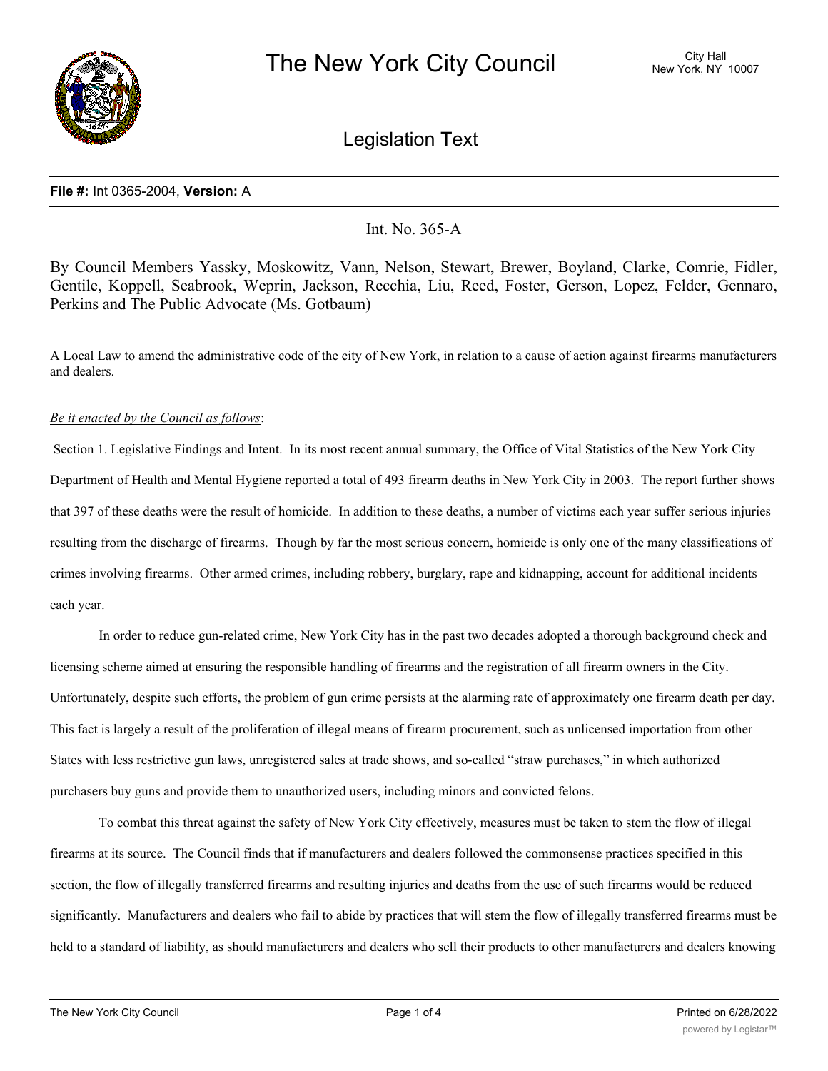# The New York City Council

City Hall
New York, NY 10007

## Legislation Text

**File #:** Int 0365-2004, **Version:** A

Int. No. 365-A

By Council Members Yassky, Moskowitz, Vann, Nelson, Stewart, Brewer, Boyland, Clarke, Comrie, Fidler, Gentile, Koppell, Seabrook, Weprin, Jackson, Recchia, Liu, Reed, Foster, Gerson, Lopez, Felder, Gennaro, Perkins and The Public Advocate (Ms. Gotbaum)

A Local Law to amend the administrative code of the city of New York, in relation to a cause of action against firearms manufacturers and dealers.

*Be it enacted by the Council as follows*:

Section 1. Legislative Findings and Intent. In its most recent annual summary, the Office of Vital Statistics of the New York City Department of Health and Mental Hygiene reported a total of 493 firearm deaths in New York City in 2003. The report further shows that 397 of these deaths were the result of homicide. In addition to these deaths, a number of victims each year suffer serious injuries resulting from the discharge of firearms. Though by far the most serious concern, homicide is only one of the many classifications of crimes involving firearms. Other armed crimes, including robbery, burglary, rape and kidnapping, account for additional incidents each year.

In order to reduce gun-related crime, New York City has in the past two decades adopted a thorough background check and licensing scheme aimed at ensuring the responsible handling of firearms and the registration of all firearm owners in the City. Unfortunately, despite such efforts, the problem of gun crime persists at the alarming rate of approximately one firearm death per day. This fact is largely a result of the proliferation of illegal means of firearm procurement, such as unlicensed importation from other States with less restrictive gun laws, unregistered sales at trade shows, and so-called "straw purchases," in which authorized purchasers buy guns and provide them to unauthorized users, including minors and convicted felons.

To combat this threat against the safety of New York City effectively, measures must be taken to stem the flow of illegal firearms at its source. The Council finds that if manufacturers and dealers followed the commonsense practices specified in this section, the flow of illegally transferred firearms and resulting injuries and deaths from the use of such firearms would be reduced significantly. Manufacturers and dealers who fail to abide by practices that will stem the flow of illegally transferred firearms must be held to a standard of liability, as should manufacturers and dealers who sell their products to other manufacturers and dealers knowing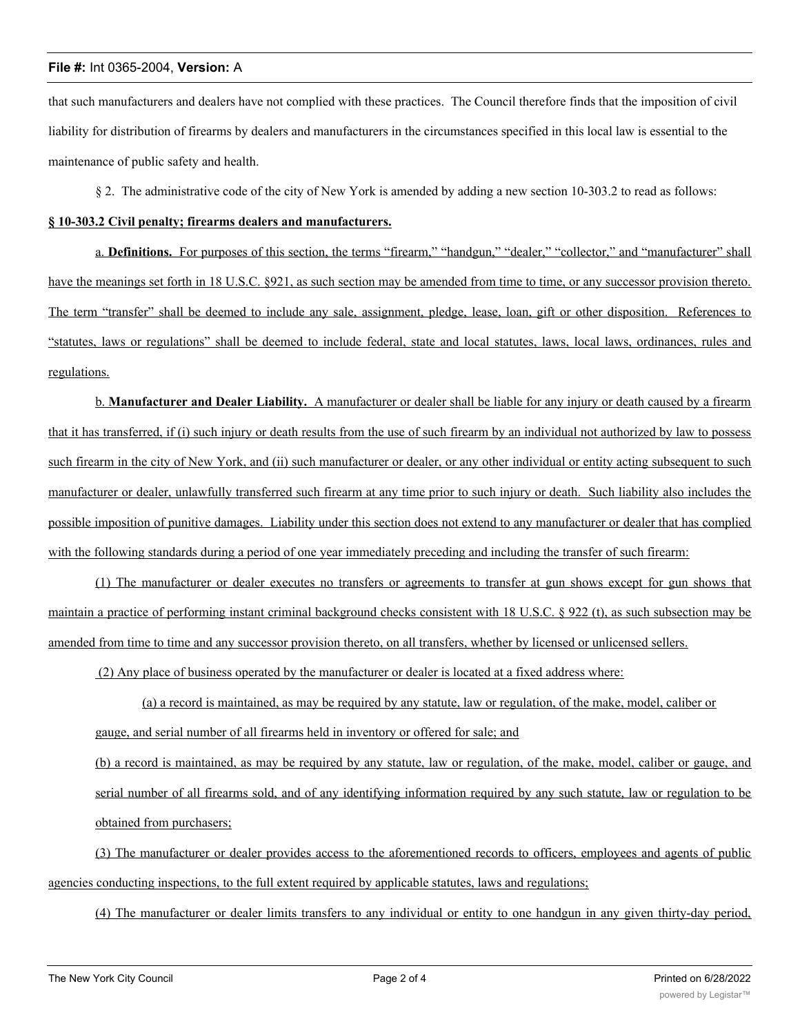that such manufacturers and dealers have not complied with these practices. The Council therefore finds that the imposition of civil liability for distribution of firearms by dealers and manufacturers in the circumstances specified in this local law is essential to the maintenance of public safety and health.

§ 2. The administrative code of the city of New York is amended by adding a new section 10-303.2 to read as follows:

**§ 10-303.2 Civil penalty; firearms dealers and manufacturers.**

a. **Definitions.** For purposes of this section, the terms "firearm," "handgun," "dealer," "collector," and "manufacturer" shall have the meanings set forth in 18 U.S.C. §921, as such section may be amended from time to time, or any successor provision thereto. The term "transfer" shall be deemed to include any sale, assignment, pledge, lease, loan, gift or other disposition. References to "statutes, laws or regulations" shall be deemed to include federal, state and local statutes, laws, local laws, ordinances, rules and regulations.

b. **Manufacturer and Dealer Liability.** A manufacturer or dealer shall be liable for any injury or death caused by a firearm that it has transferred, if (i) such injury or death results from the use of such firearm by an individual not authorized by law to possess such firearm in the city of New York, and (ii) such manufacturer or dealer, or any other individual or entity acting subsequent to such manufacturer or dealer, unlawfully transferred such firearm at any time prior to such injury or death. Such liability also includes the possible imposition of punitive damages. Liability under this section does not extend to any manufacturer or dealer that has complied with the following standards during a period of one year immediately preceding and including the transfer of such firearm:

(1) The manufacturer or dealer executes no transfers or agreements to transfer at gun shows except for gun shows that maintain a practice of performing instant criminal background checks consistent with 18 U.S.C. § 922 (t), as such subsection may be amended from time to time and any successor provision thereto, on all transfers, whether by licensed or unlicensed sellers.

(2) Any place of business operated by the manufacturer or dealer is located at a fixed address where:

(a) a record is maintained, as may be required by any statute, law or regulation, of the make, model, caliber or gauge, and serial number of all firearms held in inventory or offered for sale; and

(b) a record is maintained, as may be required by any statute, law or regulation, of the make, model, caliber or gauge, and serial number of all firearms sold, and of any identifying information required by any such statute, law or regulation to be obtained from purchasers;

(3) The manufacturer or dealer provides access to the aforementioned records to officers, employees and agents of public agencies conducting inspections, to the full extent required by applicable statutes, laws and regulations;

(4) The manufacturer or dealer limits transfers to any individual or entity to one handgun in any given thirty-day period,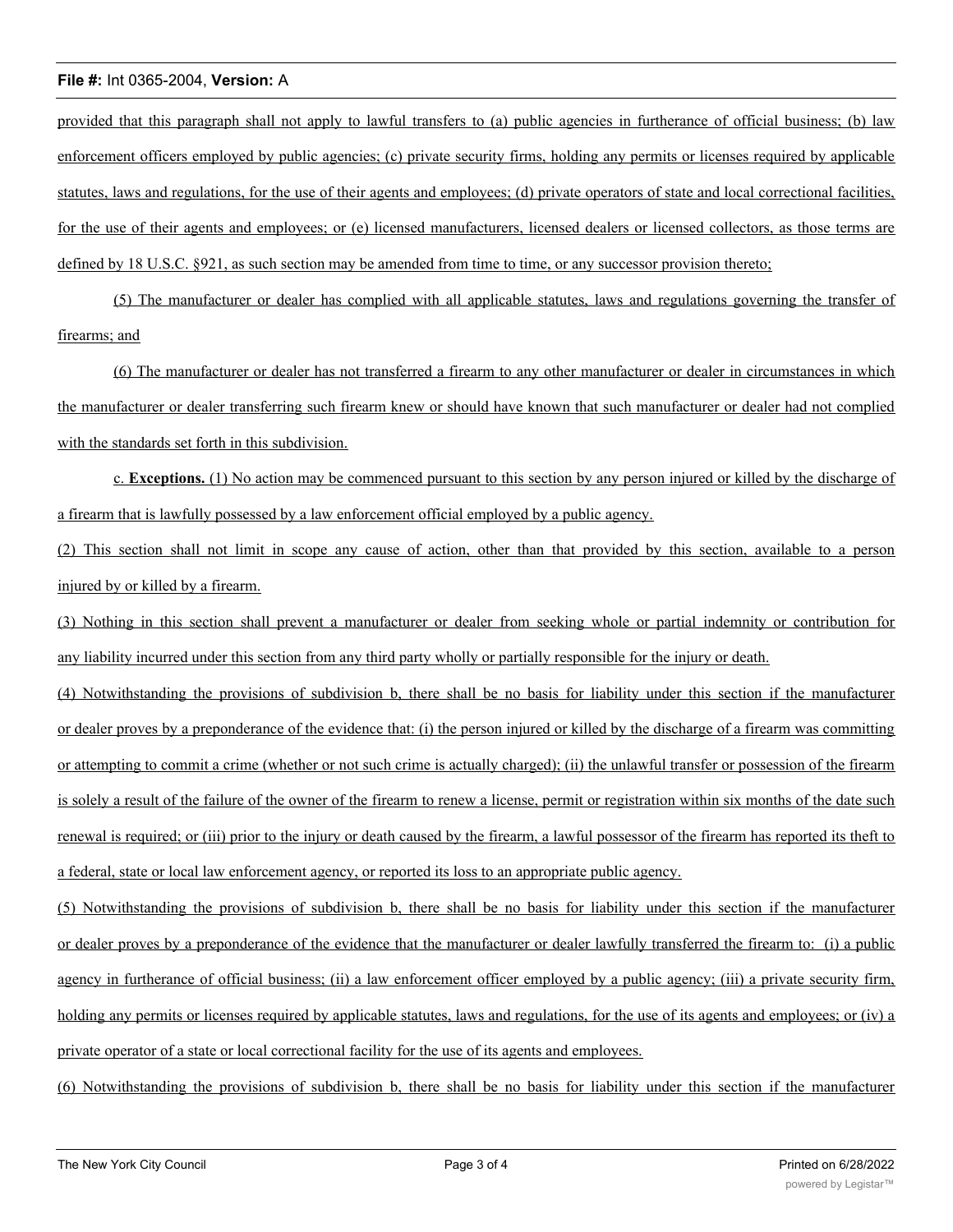provided that this paragraph shall not apply to lawful transfers to (a) public agencies in furtherance of official business; (b) law enforcement officers employed by public agencies; (c) private security firms, holding any permits or licenses required by applicable statutes, laws and regulations, for the use of their agents and employees; (d) private operators of state and local correctional facilities, for the use of their agents and employees; or (e) licensed manufacturers, licensed dealers or licensed collectors, as those terms are defined by 18 U.S.C. §921, as such section may be amended from time to time, or any successor provision thereto;

(5) The manufacturer or dealer has complied with all applicable statutes, laws and regulations governing the transfer of firearms; and

(6) The manufacturer or dealer has not transferred a firearm to any other manufacturer or dealer in circumstances in which the manufacturer or dealer transferring such firearm knew or should have known that such manufacturer or dealer had not complied with the standards set forth in this subdivision.

c. **Exceptions.** (1) No action may be commenced pursuant to this section by any person injured or killed by the discharge of a firearm that is lawfully possessed by a law enforcement official employed by a public agency.

(2) This section shall not limit in scope any cause of action, other than that provided by this section, available to a person injured by or killed by a firearm.

(3) Nothing in this section shall prevent a manufacturer or dealer from seeking whole or partial indemnity or contribution for any liability incurred under this section from any third party wholly or partially responsible for the injury or death.

(4) Notwithstanding the provisions of subdivision b, there shall be no basis for liability under this section if the manufacturer or dealer proves by a preponderance of the evidence that: (i) the person injured or killed by the discharge of a firearm was committing or attempting to commit a crime (whether or not such crime is actually charged); (ii) the unlawful transfer or possession of the firearm is solely a result of the failure of the owner of the firearm to renew a license, permit or registration within six months of the date such renewal is required; or (iii) prior to the injury or death caused by the firearm, a lawful possessor of the firearm has reported its theft to a federal, state or local law enforcement agency, or reported its loss to an appropriate public agency.

(5) Notwithstanding the provisions of subdivision b, there shall be no basis for liability under this section if the manufacturer or dealer proves by a preponderance of the evidence that the manufacturer or dealer lawfully transferred the firearm to: (i) a public agency in furtherance of official business; (ii) a law enforcement officer employed by a public agency; (iii) a private security firm, holding any permits or licenses required by applicable statutes, laws and regulations, for the use of its agents and employees; or (iv) a private operator of a state or local correctional facility for the use of its agents and employees.

(6) Notwithstanding the provisions of subdivision b, there shall be no basis for liability under this section if the manufacturer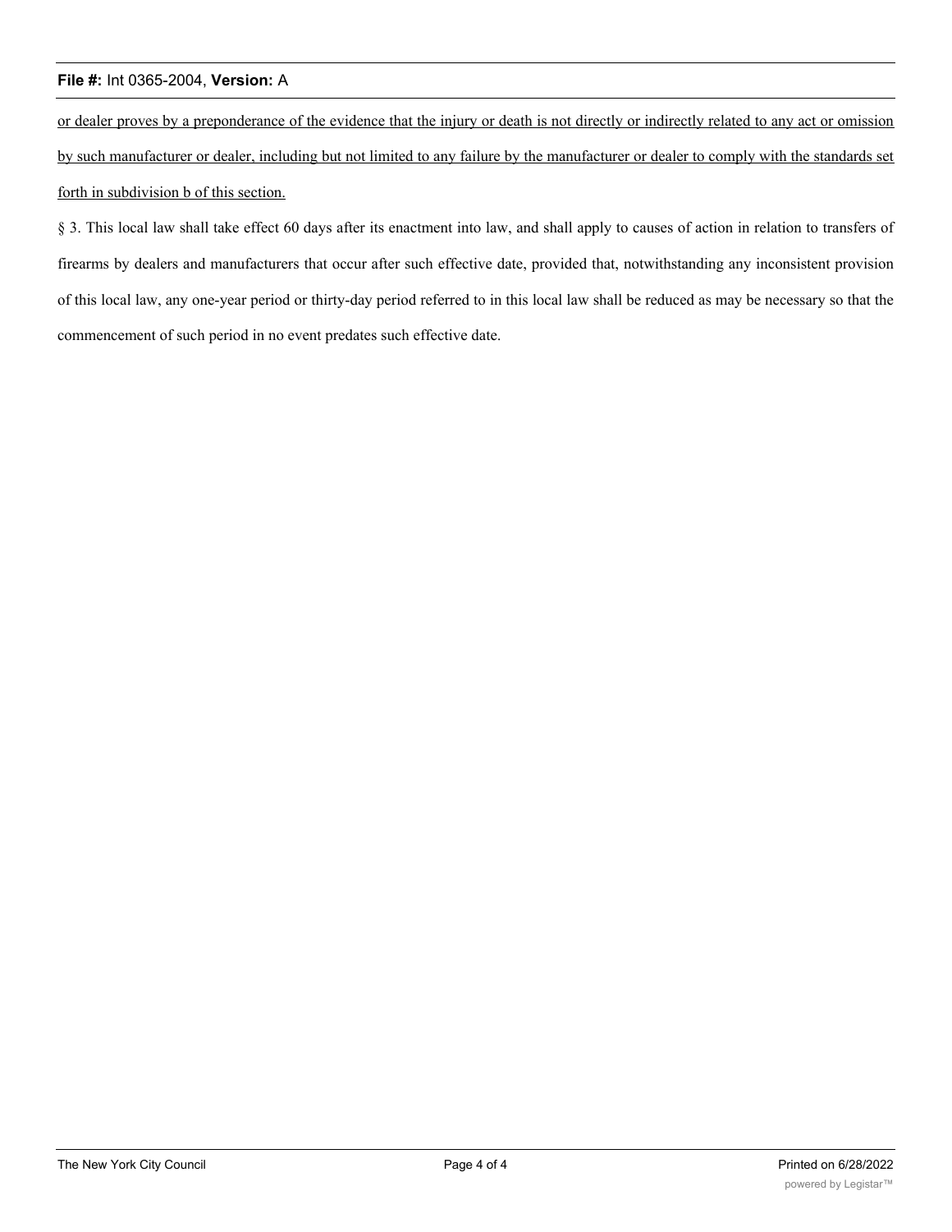or dealer proves by a preponderance of the evidence that the injury or death is not directly or indirectly related to any act or omission by such manufacturer or dealer, including but not limited to any failure by the manufacturer or dealer to comply with the standards set forth in subdivision b of this section.

§ 3. This local law shall take effect 60 days after its enactment into law, and shall apply to causes of action in relation to transfers of firearms by dealers and manufacturers that occur after such effective date, provided that, notwithstanding any inconsistent provision of this local law, any one-year period or thirty-day period referred to in this local law shall be reduced as may be necessary so that the commencement of such period in no event predates such effective date.